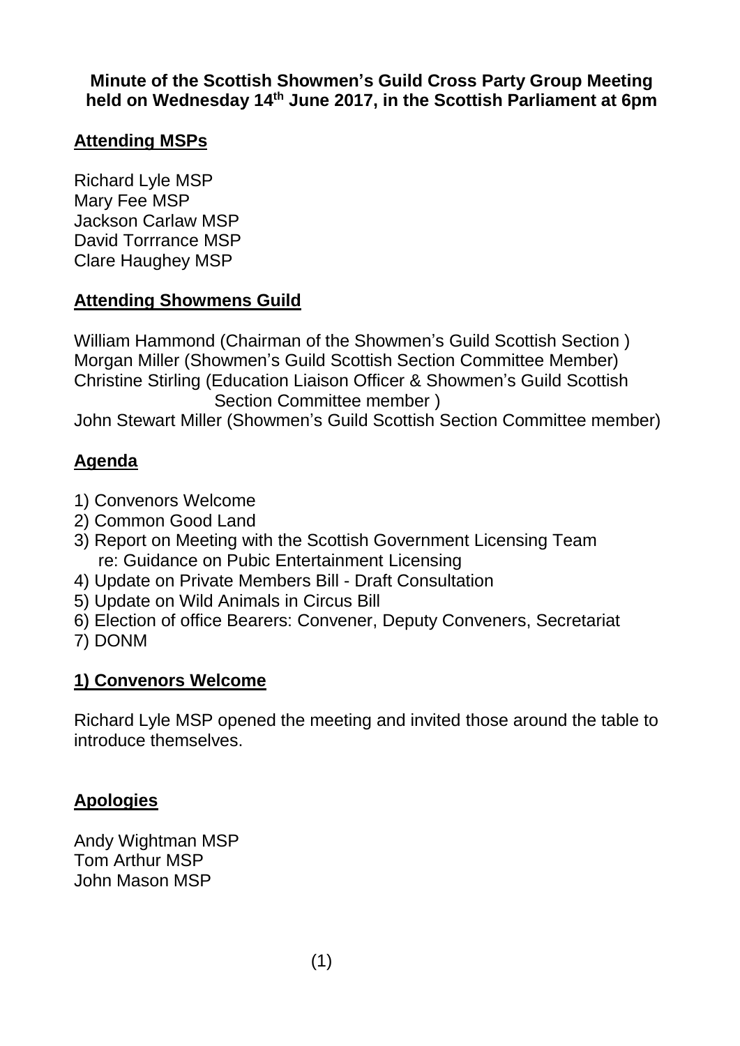**Minute of the Scottish Showmen's Guild Cross Party Group Meeting held on Wednesday 14th June 2017, in the Scottish Parliament at 6pm**

## Attending MSPs

Richard Lyle MSP
Mary Fee MSP
Jackson Carlaw MSP
David Torrrance MSP
Clare Haughey MSP

## Attending Showmens Guild

William Hammond (Chairman of the Showmen's Guild Scottish Section )
Morgan Miller (Showmen's Guild Scottish Section Committee Member)
Christine Stirling (Education Liaison Officer & Showmen's Guild Scottish Section Committee member )
John Stewart Miller (Showmen's Guild Scottish Section Committee member)

## Agenda

1) Convenors Welcome
2) Common Good Land
3) Report on Meeting with the Scottish Government Licensing Team re: Guidance on Pubic Entertainment Licensing
4) Update on Private Members Bill - Draft Consultation
5) Update on Wild Animals in Circus Bill
6) Election of office Bearers: Convener, Deputy Conveners, Secretariat
7) DONM

## 1) Convenors Welcome

Richard Lyle MSP opened the meeting and invited those around the table to introduce themselves.

## Apologies

Andy Wightman MSP
Tom Arthur MSP
John Mason MSP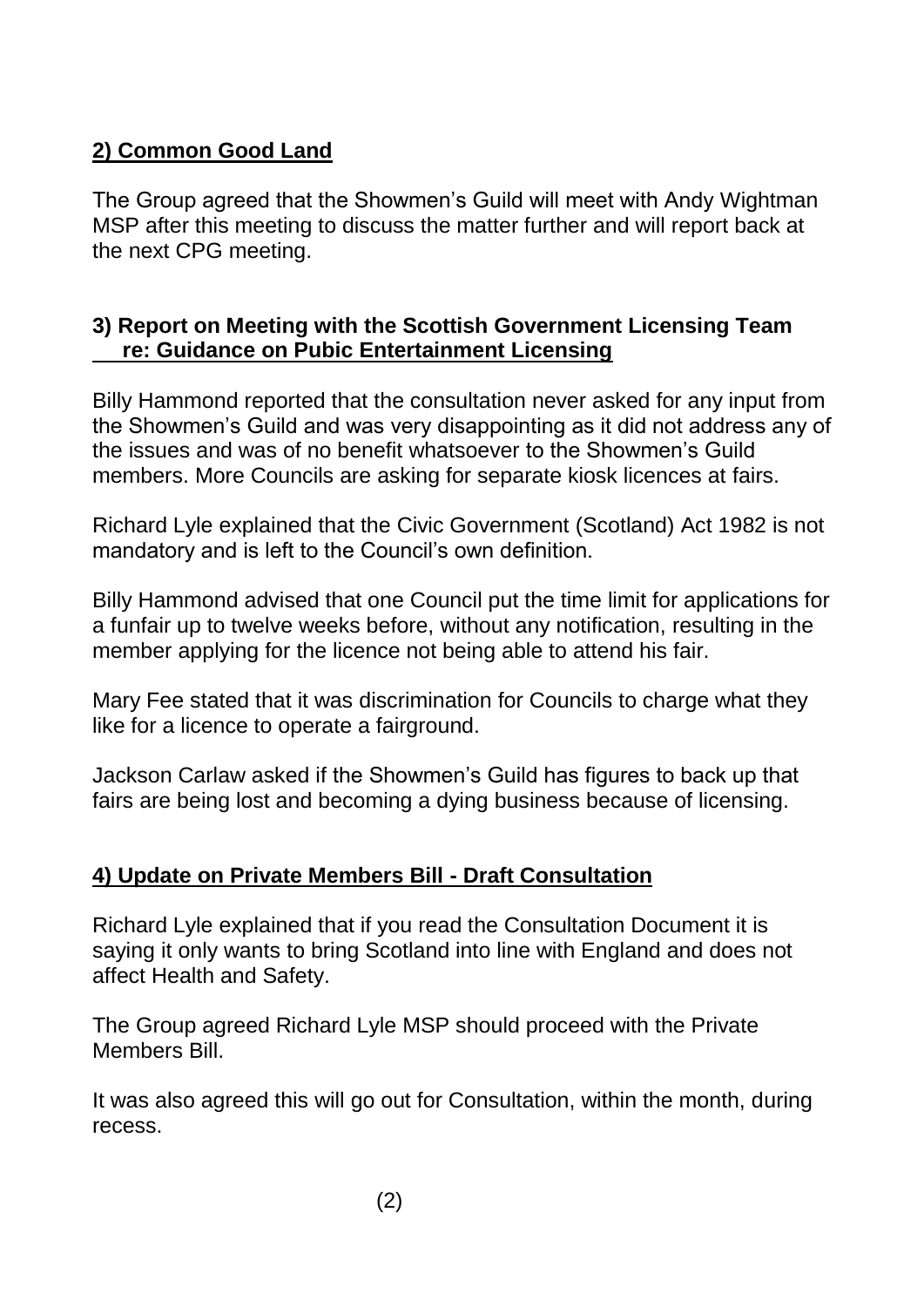## **2) Common Good Land**

The Group agreed that the Showmen's Guild will meet with Andy Wightman MSP after this meeting to discuss the matter further and will report back at the next CPG meeting.

## **3) Report on Meeting with the Scottish Government Licensing Team re: Guidance on Pubic Entertainment Licensing**

Billy Hammond reported that the consultation never asked for any input from the Showmen's Guild and was very disappointing as it did not address any of the issues and was of no benefit whatsoever to the Showmen's Guild members. More Councils are asking for separate kiosk licences at fairs.

Richard Lyle explained that the Civic Government (Scotland) Act 1982 is not mandatory and is left to the Council's own definition.

Billy Hammond advised that one Council put the time limit for applications for a funfair up to twelve weeks before, without any notification, resulting in the member applying for the licence not being able to attend his fair.

Mary Fee stated that it was discrimination for Councils to charge what they like for a licence to operate a fairground.

Jackson Carlaw asked if the Showmen's Guild has figures to back up that fairs are being lost and becoming a dying business because of licensing.

## **4) Update on Private Members Bill - Draft Consultation**

Richard Lyle explained that if you read the Consultation Document it is saying it only wants to bring Scotland into line with England and does not affect Health and Safety.

The Group agreed Richard Lyle MSP should proceed with the Private Members Bill.

It was also agreed this will go out for Consultation, within the month, during recess.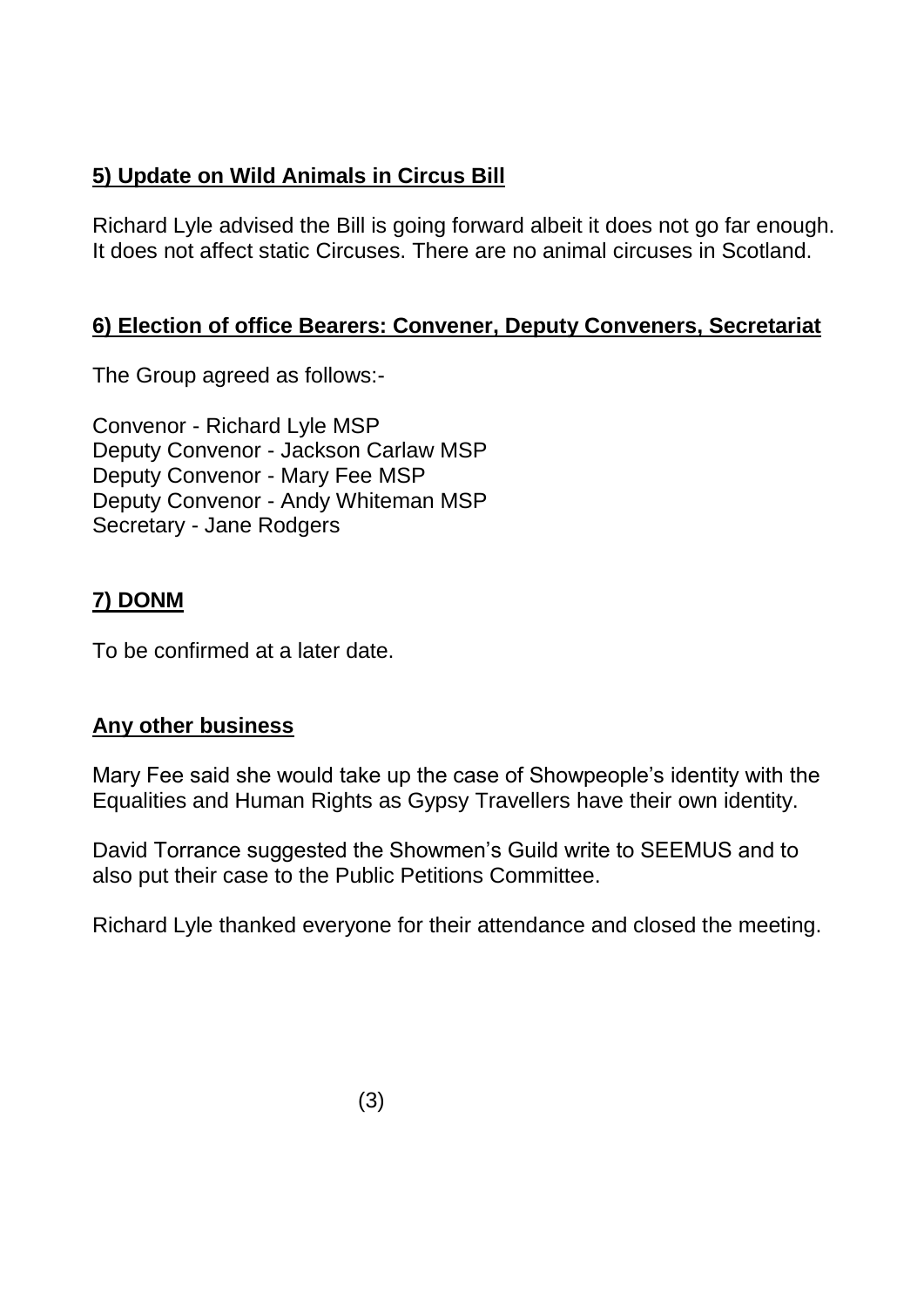## 5) Update on Wild Animals in Circus Bill

Richard Lyle advised the Bill is going forward albeit it does not go far enough. It does not affect static Circuses. There are no animal circuses in Scotland.

## 6) Election of office Bearers: Convener, Deputy Conveners, Secretariat

The Group agreed as follows:-

Convenor - Richard Lyle MSP
Deputy Convenor - Jackson Carlaw MSP
Deputy Convenor - Mary Fee MSP
Deputy Convenor - Andy Whiteman MSP
Secretary - Jane Rodgers

## 7) DONM

To be confirmed at a later date.

## Any other business

Mary Fee said she would take up the case of Showpeople's identity with the Equalities and Human Rights as Gypsy Travellers have their own identity.

David Torrance suggested the Showmen's Guild write to SEEMUS and to also put their case to the Public Petitions Committee.

Richard Lyle thanked everyone for their attendance and closed the meeting.